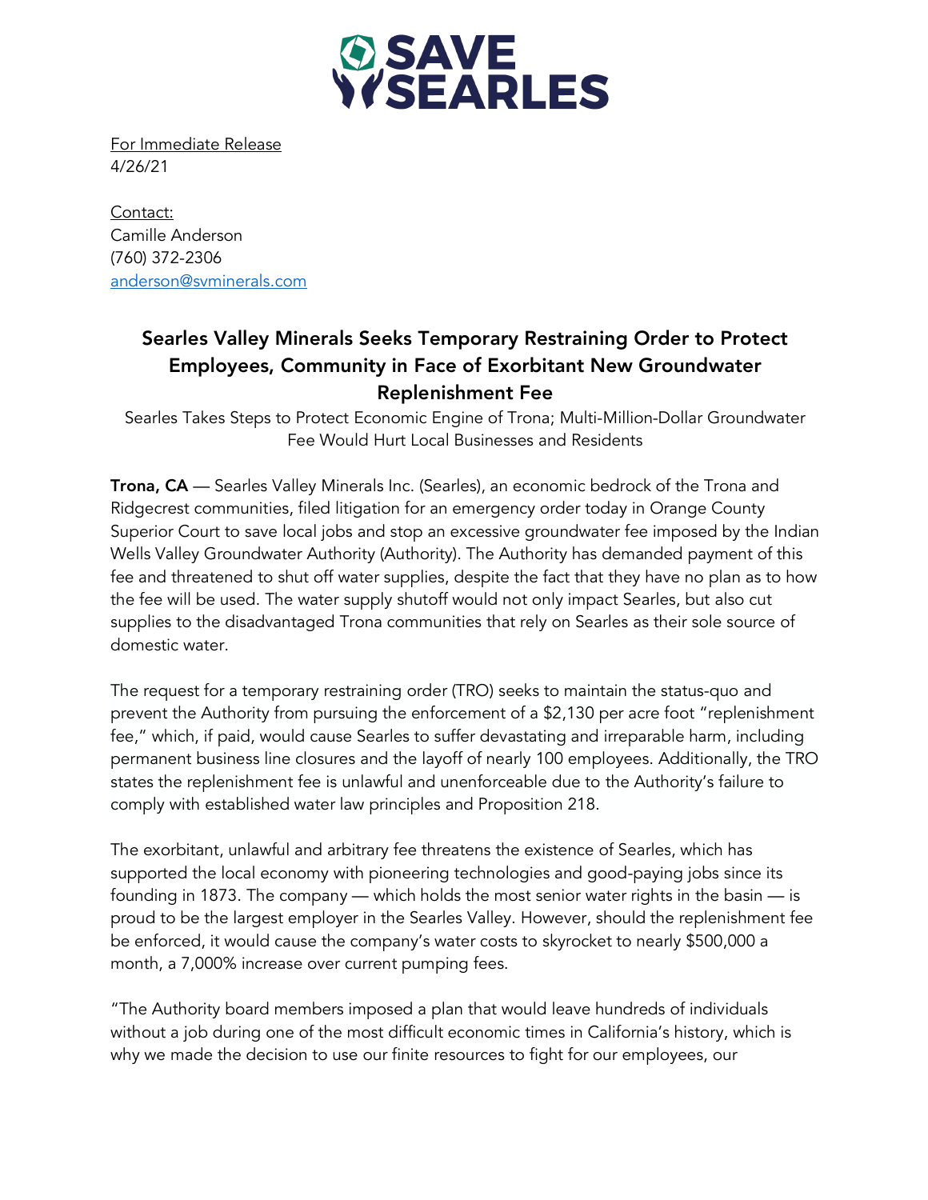SAVE SEARLES

For Immediate Release
4/26/21

Contact:
Camille Anderson
(760) 372-2306
anderson@svminerals.com

# Searles Valley Minerals Seeks Temporary Restraining Order to Protect Employees, Community in Face of Exorbitant New Groundwater Replenishment Fee

Searles Takes Steps to Protect Economic Engine of Trona; Multi-Million-Dollar Groundwater Fee Would Hurt Local Businesses and Residents

**Trona, CA** — Searles Valley Minerals Inc. (Searles), an economic bedrock of the Trona and Ridgecrest communities, filed litigation for an emergency order today in Orange County Superior Court to save local jobs and stop an excessive groundwater fee imposed by the Indian Wells Valley Groundwater Authority (Authority). The Authority has demanded payment of this fee and threatened to shut off water supplies, despite the fact that they have no plan as to how the fee will be used. The water supply shutoff would not only impact Searles, but also cut supplies to the disadvantaged Trona communities that rely on Searles as their sole source of domestic water.

The request for a temporary restraining order (TRO) seeks to maintain the status-quo and prevent the Authority from pursuing the enforcement of a $2,130 per acre foot "replenishment fee," which, if paid, would cause Searles to suffer devastating and irreparable harm, including permanent business line closures and the layoff of nearly 100 employees. Additionally, the TRO states the replenishment fee is unlawful and unenforceable due to the Authority's failure to comply with established water law principles and Proposition 218.

The exorbitant, unlawful and arbitrary fee threatens the existence of Searles, which has supported the local economy with pioneering technologies and good-paying jobs since its founding in 1873. The company — which holds the most senior water rights in the basin — is proud to be the largest employer in the Searles Valley. However, should the replenishment fee be enforced, it would cause the company's water costs to skyrocket to nearly $500,000 a month, a 7,000% increase over current pumping fees.

"The Authority board members imposed a plan that would leave hundreds of individuals without a job during one of the most difficult economic times in California's history, which is why we made the decision to use our finite resources to fight for our employees, our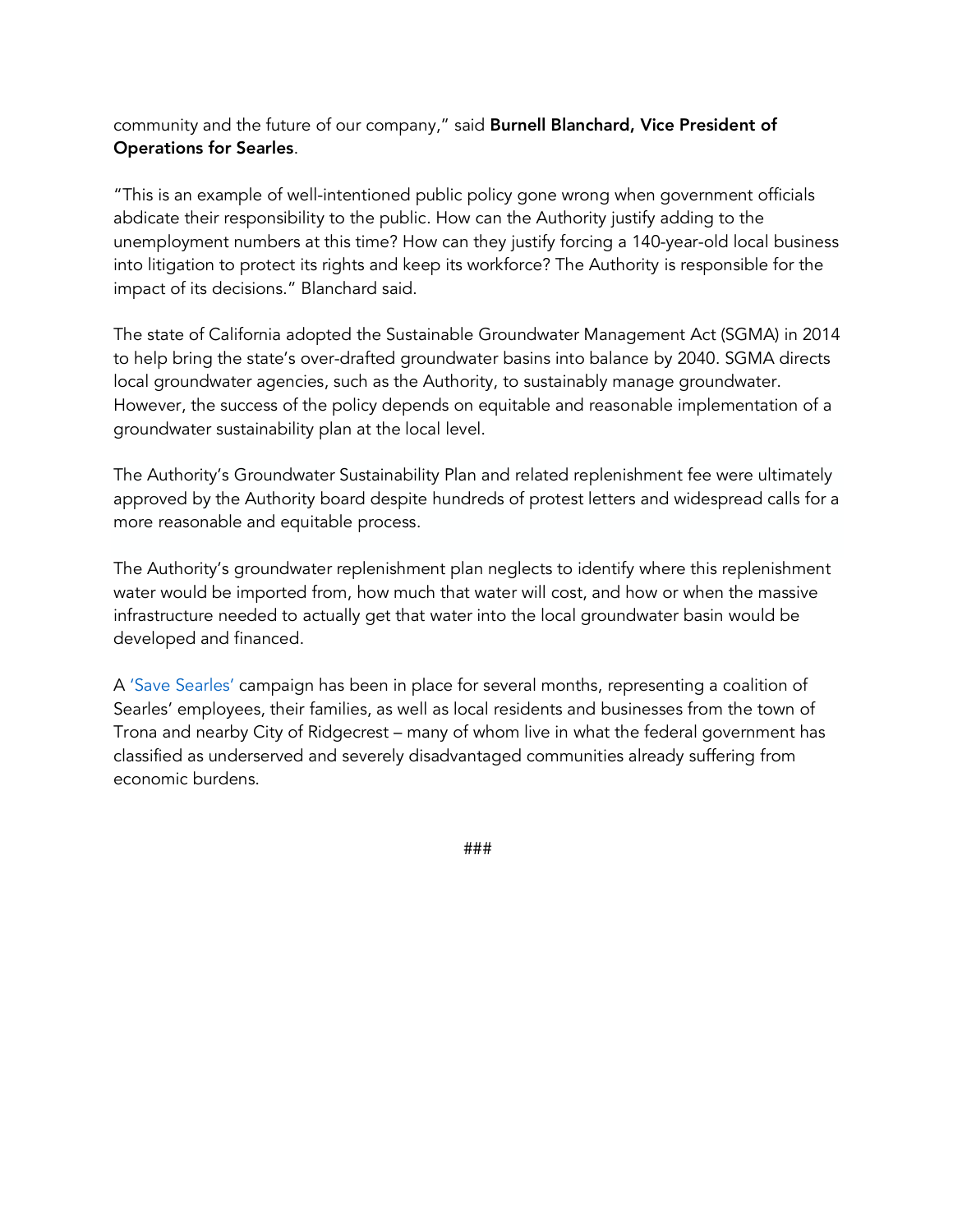community and the future of our company," said **Burnell Blanchard, Vice President of Operations for Searles**.

"This is an example of well-intentioned public policy gone wrong when government officials abdicate their responsibility to the public. How can the Authority justify adding to the unemployment numbers at this time? How can they justify forcing a 140-year-old local business into litigation to protect its rights and keep its workforce? The Authority is responsible for the impact of its decisions." Blanchard said.

The state of California adopted the Sustainable Groundwater Management Act (SGMA) in 2014 to help bring the state's over-drafted groundwater basins into balance by 2040. SGMA directs local groundwater agencies, such as the Authority, to sustainably manage groundwater. However, the success of the policy depends on equitable and reasonable implementation of a groundwater sustainability plan at the local level.

The Authority's Groundwater Sustainability Plan and related replenishment fee were ultimately approved by the Authority board despite hundreds of protest letters and widespread calls for a more reasonable and equitable process.

The Authority's groundwater replenishment plan neglects to identify where this replenishment water would be imported from, how much that water will cost, and how or when the massive infrastructure needed to actually get that water into the local groundwater basin would be developed and financed.

A 'Save Searles' campaign has been in place for several months, representing a coalition of Searles' employees, their families, as well as local residents and businesses from the town of Trona and nearby City of Ridgecrest – many of whom live in what the federal government has classified as underserved and severely disadvantaged communities already suffering from economic burdens.

###